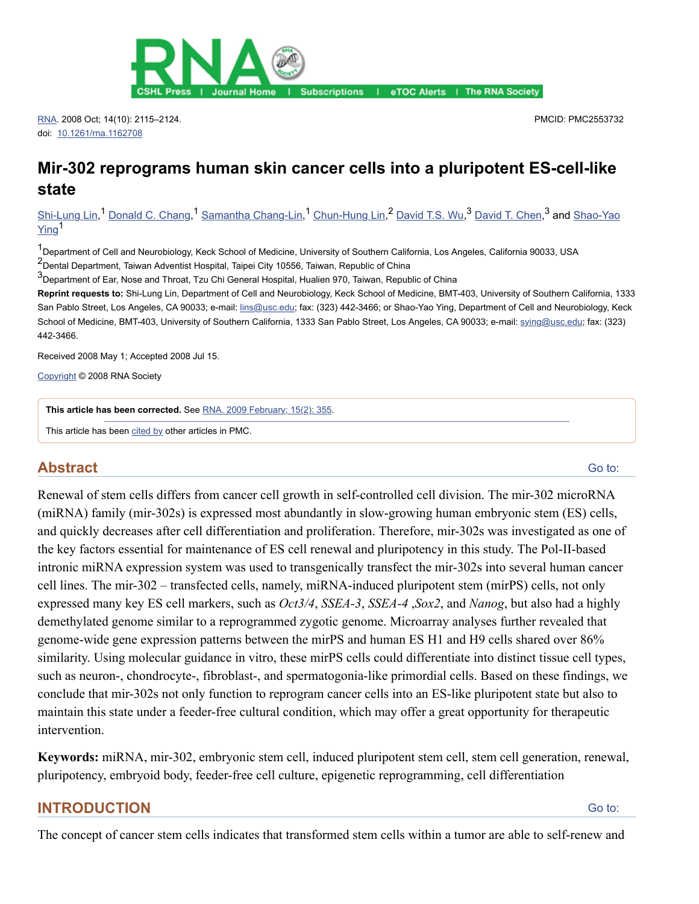RNA. 2008 Oct; 14(10): 2115–2124.
doi: 10.1261/rna.1162708

PMCID: PMC2553732

# Mir-302 reprograms human skin cancer cells into a pluripotent ES-cell-like state

Shi-Lung Lin,[1] Donald C. Chang,[1] Samantha Chang-Lin,[1] Chun-Hung Lin,[2] David T.S. Wu,[3] David T. Chen,[3] and Shao-Yao Ying[1]

[1]Department of Cell and Neurobiology, Keck School of Medicine, University of Southern California, Los Angeles, California 90033, USA
[2]Dental Department, Taiwan Adventist Hospital, Taipei City 10556, Taiwan, Republic of China
[3]Department of Ear, Nose and Throat, Tzu Chi General Hospital, Hualien 970, Taiwan, Republic of China

**Reprint requests to:** Shi-Lung Lin, Department of Cell and Neurobiology, Keck School of Medicine, BMT-403, University of Southern California, 1333 San Pablo Street, Los Angeles, CA 90033; e-mail: lins@usc.edu; fax: (323) 442-3466; or Shao-Yao Ying, Department of Cell and Neurobiology, Keck School of Medicine, BMT-403, University of Southern California, 1333 San Pablo Street, Los Angeles, CA 90033; e-mail: sying@usc.edu; fax: (323) 442-3466.

Received 2008 May 1; Accepted 2008 Jul 15.

Copyright © 2008 RNA Society

**This article has been corrected.** See RNA. 2009 February; 15(2): 355.

This article has been cited by other articles in PMC.

## Abstract

Renewal of stem cells differs from cancer cell growth in self-controlled cell division. The mir-302 microRNA (miRNA) family (mir-302s) is expressed most abundantly in slow-growing human embryonic stem (ES) cells, and quickly decreases after cell differentiation and proliferation. Therefore, mir-302s was investigated as one of the key factors essential for maintenance of ES cell renewal and pluripotency in this study. The Pol-II-based intronic miRNA expression system was used to transgenically transfect the mir-302s into several human cancer cell lines. The mir-302 – transfected cells, namely, miRNA-induced pluripotent stem (mirPS) cells, not only expressed many key ES cell markers, such as *Oct3/4*, *SSEA-3*, *SSEA-4* ,*Sox2*, and *Nanog*, but also had a highly demethylated genome similar to a reprogrammed zygotic genome. Microarray analyses further revealed that genome-wide gene expression patterns between the mirPS and human ES H1 and H9 cells shared over 86% similarity. Using molecular guidance in vitro, these mirPS cells could differentiate into distinct tissue cell types, such as neuron-, chondrocyte-, fibroblast-, and spermatogonia-like primordial cells. Based on these findings, we conclude that mir-302s not only function to reprogram cancer cells into an ES-like pluripotent state but also to maintain this state under a feeder-free cultural condition, which may offer a great opportunity for therapeutic intervention.

**Keywords:** miRNA, mir-302, embryonic stem cell, induced pluripotent stem cell, stem cell generation, renewal, pluripotency, embryoid body, feeder-free cell culture, epigenetic reprogramming, cell differentiation

## INTRODUCTION

The concept of cancer stem cells indicates that transformed stem cells within a tumor are able to self-renew and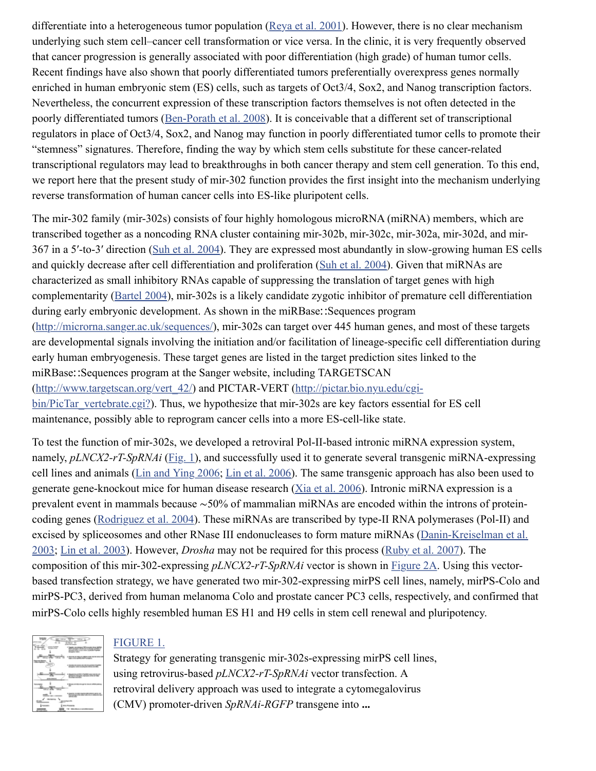differentiate into a heterogeneous tumor population (Reya et al. 2001). However, there is no clear mechanism underlying such stem cell–cancer cell transformation or vice versa. In the clinic, it is very frequently observed that cancer progression is generally associated with poor differentiation (high grade) of human tumor cells. Recent findings have also shown that poorly differentiated tumors preferentially overexpress genes normally enriched in human embryonic stem (ES) cells, such as targets of Oct3/4, Sox2, and Nanog transcription factors. Nevertheless, the concurrent expression of these transcription factors themselves is not often detected in the poorly differentiated tumors (Ben-Porath et al. 2008). It is conceivable that a different set of transcriptional regulators in place of Oct3/4, Sox2, and Nanog may function in poorly differentiated tumor cells to promote their "stemness" signatures. Therefore, finding the way by which stem cells substitute for these cancer-related transcriptional regulators may lead to breakthroughs in both cancer therapy and stem cell generation. To this end, we report here that the present study of mir-302 function provides the first insight into the mechanism underlying reverse transformation of human cancer cells into ES-like pluripotent cells.

The mir-302 family (mir-302s) consists of four highly homologous microRNA (miRNA) members, which are transcribed together as a noncoding RNA cluster containing mir-302b, mir-302c, mir-302a, mir-302d, and mir-367 in a 5′-to-3′ direction (Suh et al. 2004). They are expressed most abundantly in slow-growing human ES cells and quickly decrease after cell differentiation and proliferation (Suh et al. 2004). Given that miRNAs are characterized as small inhibitory RNAs capable of suppressing the translation of target genes with high complementarity (Bartel 2004), mir-302s is a likely candidate zygotic inhibitor of premature cell differentiation during early embryonic development. As shown in the miRBase::Sequences program (http://microrna.sanger.ac.uk/sequences/), mir-302s can target over 445 human genes, and most of these targets are developmental signals involving the initiation and/or facilitation of lineage-specific cell differentiation during early human embryogenesis. These target genes are listed in the target prediction sites linked to the miRBase::Sequences program at the Sanger website, including TARGETSCAN (http://www.targetscan.org/vert_42/) and PICTAR-VERT (http://pictar.bio.nyu.edu/cgi-bin/PicTar_vertebrate.cgi?). Thus, we hypothesize that mir-302s are key factors essential for ES cell maintenance, possibly able to reprogram cancer cells into a more ES-cell-like state.

To test the function of mir-302s, we developed a retroviral Pol-II-based intronic miRNA expression system, namely, *pLNCX2-rT-SpRNAi* (Fig. 1), and successfully used it to generate several transgenic miRNA-expressing cell lines and animals (Lin and Ying 2006; Lin et al. 2006). The same transgenic approach has also been used to generate gene-knockout mice for human disease research (Xia et al. 2006). Intronic miRNA expression is a prevalent event in mammals because ∼50% of mammalian miRNAs are encoded within the introns of protein-coding genes (Rodriguez et al. 2004). These miRNAs are transcribed by type-II RNA polymerases (Pol-II) and excised by spliceosomes and other RNase III endonucleases to form mature miRNAs (Danin-Kreiselman et al. 2003; Lin et al. 2003). However, *Drosha* may not be required for this process (Ruby et al. 2007). The composition of this mir-302-expressing *pLNCX2-rT-SpRNAi* vector is shown in Figure 2A. Using this vector-based transfection strategy, we have generated two mir-302-expressing mirPS cell lines, namely, mirPS-Colo and mirPS-PC3, derived from human melanoma Colo and prostate cancer PC3 cells, respectively, and confirmed that mirPS-Colo cells highly resembled human ES H1 and H9 cells in stem cell renewal and pluripotency.

FIGURE 1.

Strategy for generating transgenic mir-302s-expressing mirPS cell lines, using retrovirus-based *pLNCX2-rT-SpRNAi* vector transfection. A retroviral delivery approach was used to integrate a cytomegalovirus (CMV) promoter-driven *SpRNAi-RGFP* transgene into **...**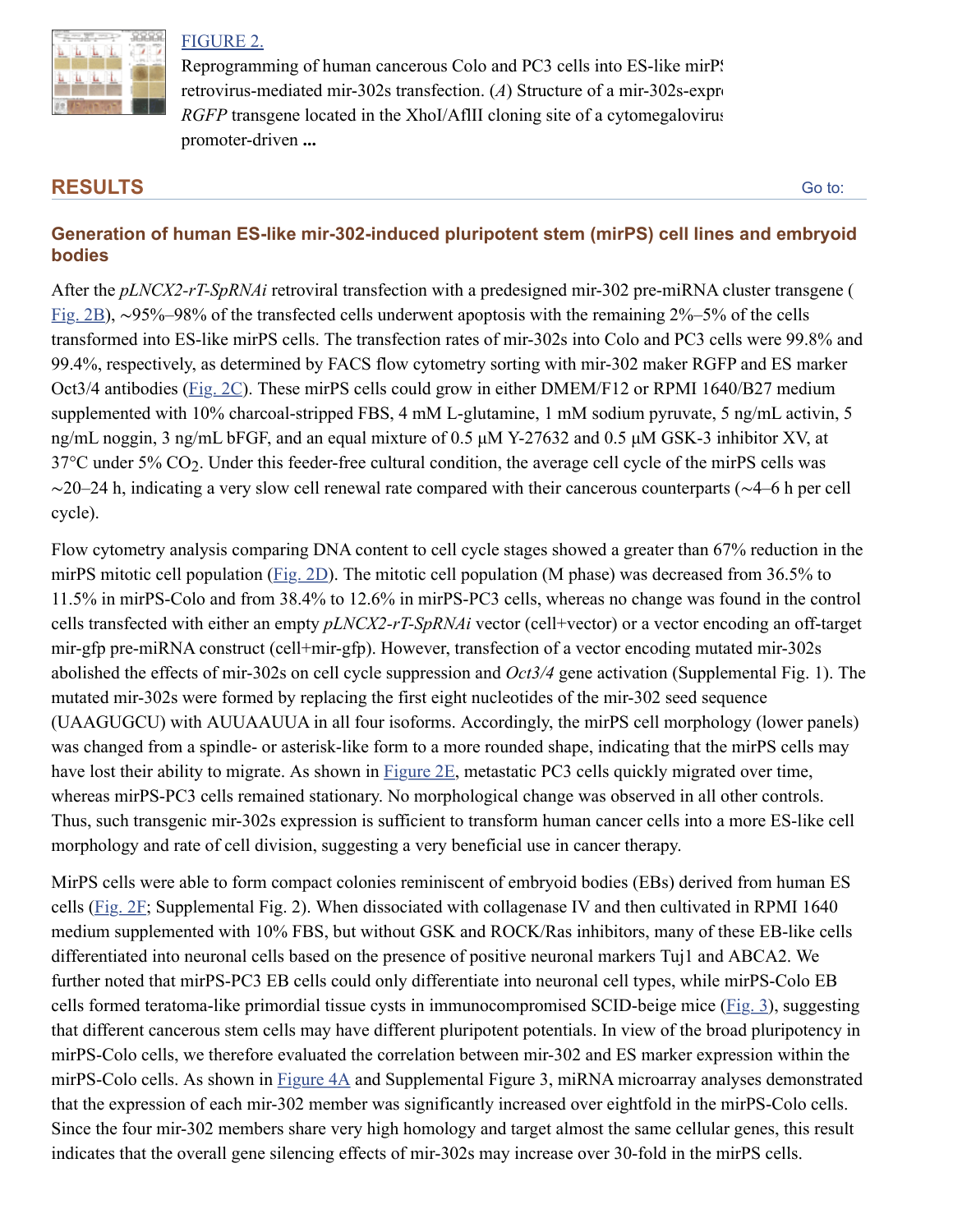FIGURE 2.

Reprogramming of human cancerous Colo and PC3 cells into ES-like mirPS retrovirus-mediated mir-302s transfection. (*A*) Structure of a mir-302s-expr *RGFP* transgene located in the XhoI/AflII cloning site of a cytomegalovirus promoter-driven **...**

## RESULTS

### Generation of human ES-like mir-302-induced pluripotent stem (mirPS) cell lines and embryoid bodies

After the *pLNCX2-rT-SpRNAi* retroviral transfection with a predesigned mir-302 pre-miRNA cluster transgene (Fig. 2B), ~95%–98% of the transfected cells underwent apoptosis with the remaining 2%–5% of the cells transformed into ES-like mirPS cells. The transfection rates of mir-302s into Colo and PC3 cells were 99.8% and 99.4%, respectively, as determined by FACS flow cytometry sorting with mir-302 maker RGFP and ES marker Oct3/4 antibodies (Fig. 2C). These mirPS cells could grow in either DMEM/F12 or RPMI 1640/B27 medium supplemented with 10% charcoal-stripped FBS, 4 mM L-glutamine, 1 mM sodium pyruvate, 5 ng/mL activin, 5 ng/mL noggin, 3 ng/mL bFGF, and an equal mixture of 0.5 μM Y-27632 and 0.5 μM GSK-3 inhibitor XV, at 37°C under 5% $CO_2$. Under this feeder-free cultural condition, the average cell cycle of the mirPS cells was ~20–24 h, indicating a very slow cell renewal rate compared with their cancerous counterparts (~4–6 h per cell cycle).

Flow cytometry analysis comparing DNA content to cell cycle stages showed a greater than 67% reduction in the mirPS mitotic cell population (Fig. 2D). The mitotic cell population (M phase) was decreased from 36.5% to 11.5% in mirPS-Colo and from 38.4% to 12.6% in mirPS-PC3 cells, whereas no change was found in the control cells transfected with either an empty *pLNCX2-rT-SpRNAi* vector (cell+vector) or a vector encoding an off-target mir-gfp pre-miRNA construct (cell+mir-gfp). However, transfection of a vector encoding mutated mir-302s abolished the effects of mir-302s on cell cycle suppression and *Oct3/4* gene activation (Supplemental Fig. 1). The mutated mir-302s were formed by replacing the first eight nucleotides of the mir-302 seed sequence (UAAGUGCU) with AUUAAUUA in all four isoforms. Accordingly, the mirPS cell morphology (lower panels) was changed from a spindle- or asterisk-like form to a more rounded shape, indicating that the mirPS cells may have lost their ability to migrate. As shown in Figure 2E, metastatic PC3 cells quickly migrated over time, whereas mirPS-PC3 cells remained stationary. No morphological change was observed in all other controls. Thus, such transgenic mir-302s expression is sufficient to transform human cancer cells into a more ES-like cell morphology and rate of cell division, suggesting a very beneficial use in cancer therapy.

MirPS cells were able to form compact colonies reminiscent of embryoid bodies (EBs) derived from human ES cells (Fig. 2F; Supplemental Fig. 2). When dissociated with collagenase IV and then cultivated in RPMI 1640 medium supplemented with 10% FBS, but without GSK and ROCK/Ras inhibitors, many of these EB-like cells differentiated into neuronal cells based on the presence of positive neuronal markers Tuj1 and ABCA2. We further noted that mirPS-PC3 EB cells could only differentiate into neuronal cell types, while mirPS-Colo EB cells formed teratoma-like primordial tissue cysts in immunocompromised SCID-beige mice (Fig. 3), suggesting that different cancerous stem cells may have different pluripotent potentials. In view of the broad pluripotency in mirPS-Colo cells, we therefore evaluated the correlation between mir-302 and ES marker expression within the mirPS-Colo cells. As shown in Figure 4A and Supplemental Figure 3, miRNA microarray analyses demonstrated that the expression of each mir-302 member was significantly increased over eightfold in the mirPS-Colo cells. Since the four mir-302 members share very high homology and target almost the same cellular genes, this result indicates that the overall gene silencing effects of mir-302s may increase over 30-fold in the mirPS cells.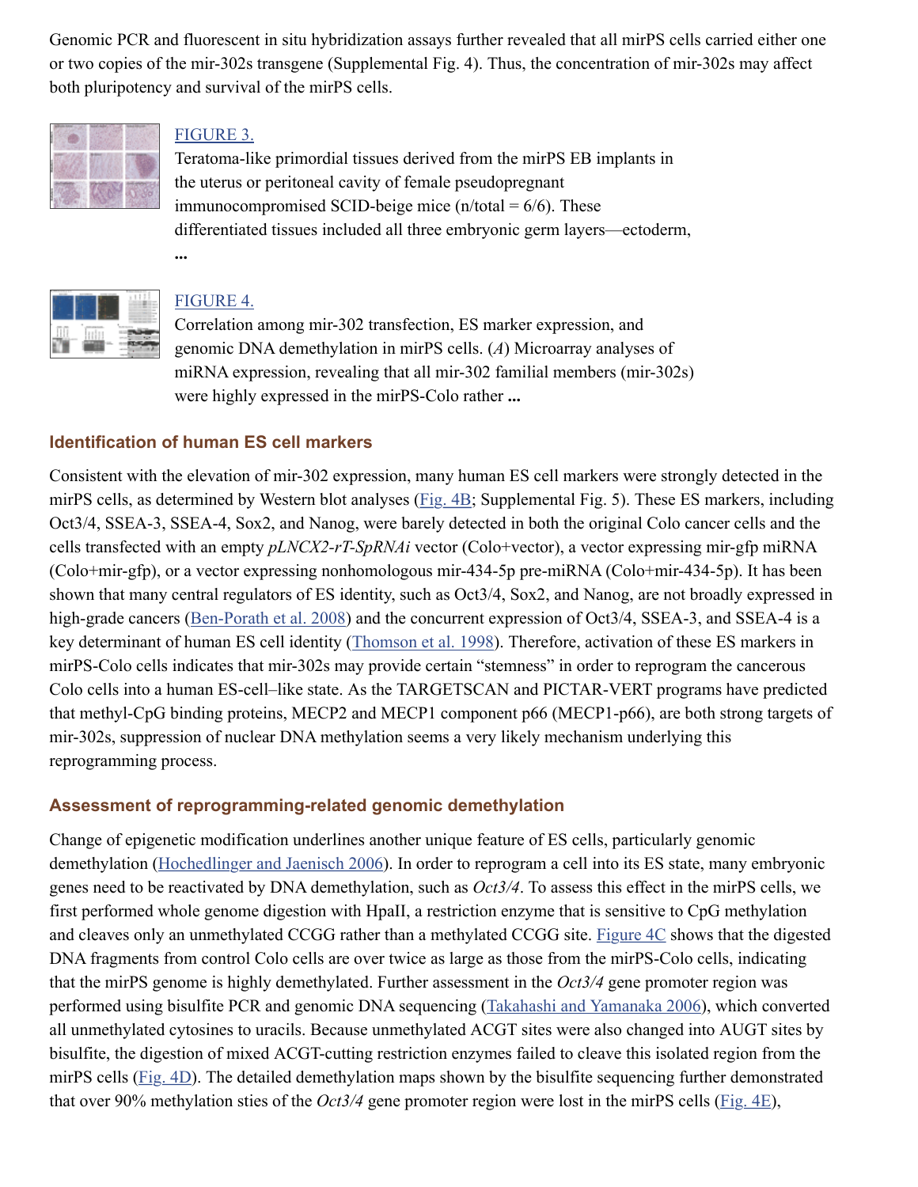Genomic PCR and fluorescent in situ hybridization assays further revealed that all mirPS cells carried either one or two copies of the mir-302s transgene (Supplemental Fig. 4). Thus, the concentration of mir-302s may affect both pluripotency and survival of the mirPS cells.

FIGURE 3.

Teratoma-like primordial tissues derived from the mirPS EB implants in the uterus or peritoneal cavity of female pseudopregnant immunocompromised SCID-beige mice (n/total = 6/6). These differentiated tissues included all three embryonic germ layers—ectoderm, ...

FIGURE 4.

Correlation among mir-302 transfection, ES marker expression, and genomic DNA demethylation in mirPS cells. (*A*) Microarray analyses of miRNA expression, revealing that all mir-302 familial members (mir-302s) were highly expressed in the mirPS-Colo rather ...

### Identification of human ES cell markers

Consistent with the elevation of mir-302 expression, many human ES cell markers were strongly detected in the mirPS cells, as determined by Western blot analyses (Fig. 4B; Supplemental Fig. 5). These ES markers, including Oct3/4, SSEA-3, SSEA-4, Sox2, and Nanog, were barely detected in both the original Colo cancer cells and the cells transfected with an empty *pLNCX2-rT-SpRNAi* vector (Colo+vector), a vector expressing mir-gfp miRNA (Colo+mir-gfp), or a vector expressing nonhomologous mir-434-5p pre-miRNA (Colo+mir-434-5p). It has been shown that many central regulators of ES identity, such as Oct3/4, Sox2, and Nanog, are not broadly expressed in high-grade cancers (Ben-Porath et al. 2008) and the concurrent expression of Oct3/4, SSEA-3, and SSEA-4 is a key determinant of human ES cell identity (Thomson et al. 1998). Therefore, activation of these ES markers in mirPS-Colo cells indicates that mir-302s may provide certain "stemness" in order to reprogram the cancerous Colo cells into a human ES-cell–like state. As the TARGETSCAN and PICTAR-VERT programs have predicted that methyl-CpG binding proteins, MECP2 and MECP1 component p66 (MECP1-p66), are both strong targets of mir-302s, suppression of nuclear DNA methylation seems a very likely mechanism underlying this reprogramming process.

### Assessment of reprogramming-related genomic demethylation

Change of epigenetic modification underlines another unique feature of ES cells, particularly genomic demethylation (Hochedlinger and Jaenisch 2006). In order to reprogram a cell into its ES state, many embryonic genes need to be reactivated by DNA demethylation, such as *Oct3/4*. To assess this effect in the mirPS cells, we first performed whole genome digestion with HpaII, a restriction enzyme that is sensitive to CpG methylation and cleaves only an unmethylated CCGG rather than a methylated CCGG site. Figure 4C shows that the digested DNA fragments from control Colo cells are over twice as large as those from the mirPS-Colo cells, indicating that the mirPS genome is highly demethylated. Further assessment in the *Oct3/4* gene promoter region was performed using bisulfite PCR and genomic DNA sequencing (Takahashi and Yamanaka 2006), which converted all unmethylated cytosines to uracils. Because unmethylated ACGT sites were also changed into AUGT sites by bisulfite, the digestion of mixed ACGT-cutting restriction enzymes failed to cleave this isolated region from the mirPS cells (Fig. 4D). The detailed demethylation maps shown by the bisulfite sequencing further demonstrated that over 90% methylation sties of the *Oct3/4* gene promoter region were lost in the mirPS cells (Fig. 4E),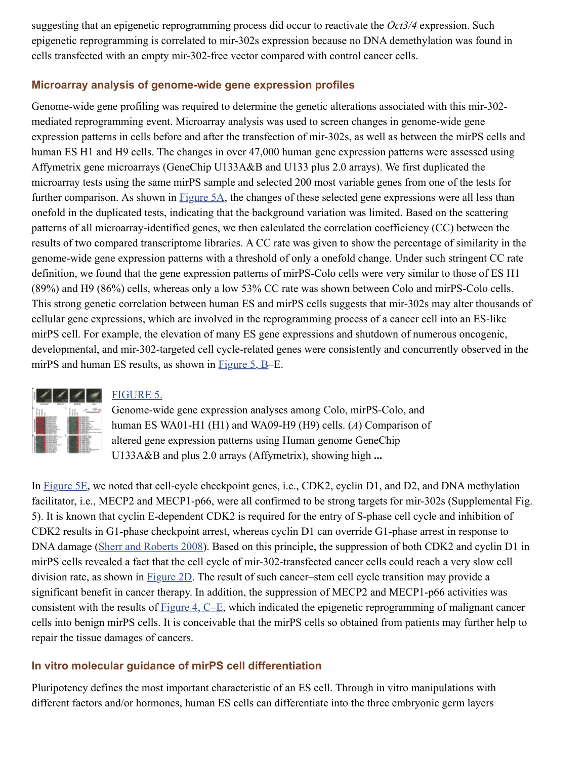suggesting that an epigenetic reprogramming process did occur to reactivate the *Oct3/4* expression. Such epigenetic reprogramming is correlated to mir-302s expression because no DNA demethylation was found in cells transfected with an empty mir-302-free vector compared with control cancer cells.

## Microarray analysis of genome-wide gene expression profiles

Genome-wide gene profiling was required to determine the genetic alterations associated with this mir-302-mediated reprogramming event. Microarray analysis was used to screen changes in genome-wide gene expression patterns in cells before and after the transfection of mir-302s, as well as between the mirPS cells and human ES H1 and H9 cells. The changes in over 47,000 human gene expression patterns were assessed using Affymetrix gene microarrays (GeneChip U133A&B and U133 plus 2.0 arrays). We first duplicated the microarray tests using the same mirPS sample and selected 200 most variable genes from one of the tests for further comparison. As shown in Figure 5A, the changes of these selected gene expressions were all less than onefold in the duplicated tests, indicating that the background variation was limited. Based on the scattering patterns of all microarray-identified genes, we then calculated the correlation coefficiency (CC) between the results of two compared transcriptome libraries. A CC rate was given to show the percentage of similarity in the genome-wide gene expression patterns with a threshold of only a onefold change. Under such stringent CC rate definition, we found that the gene expression patterns of mirPS-Colo cells were very similar to those of ES H1 (89%) and H9 (86%) cells, whereas only a low 53% CC rate was shown between Colo and mirPS-Colo cells. This strong genetic correlation between human ES and mirPS cells suggests that mir-302s may alter thousands of cellular gene expressions, which are involved in the reprogramming process of a cancer cell into an ES-like mirPS cell. For example, the elevation of many ES gene expressions and shutdown of numerous oncogenic, developmental, and mir-302-targeted cell cycle-related genes were consistently and concurrently observed in the mirPS and human ES results, as shown in Figure 5, B–E.

FIGURE 5.
Genome-wide gene expression analyses among Colo, mirPS-Colo, and human ES WA01-H1 (H1) and WA09-H9 (H9) cells. (*A*) Comparison of altered gene expression patterns using Human genome GeneChip U133A&B and plus 2.0 arrays (Affymetrix), showing high **...**

In Figure 5E, we noted that cell-cycle checkpoint genes, i.e., CDK2, cyclin D1, and D2, and DNA methylation facilitator, i.e., MECP2 and MECP1-p66, were all confirmed to be strong targets for mir-302s (Supplemental Fig. 5). It is known that cyclin E-dependent CDK2 is required for the entry of S-phase cell cycle and inhibition of CDK2 results in G1-phase checkpoint arrest, whereas cyclin D1 can override G1-phase arrest in response to DNA damage (Sherr and Roberts 2008). Based on this principle, the suppression of both CDK2 and cyclin D1 in mirPS cells revealed a fact that the cell cycle of mir-302-transfected cancer cells could reach a very slow cell division rate, as shown in Figure 2D. The result of such cancer–stem cell cycle transition may provide a significant benefit in cancer therapy. In addition, the suppression of MECP2 and MECP1-p66 activities was consistent with the results of Figure 4, C–E, which indicated the epigenetic reprogramming of malignant cancer cells into benign mirPS cells. It is conceivable that the mirPS cells so obtained from patients may further help to repair the tissue damages of cancers.

## In vitro molecular guidance of mirPS cell differentiation

Pluripotency defines the most important characteristic of an ES cell. Through in vitro manipulations with different factors and/or hormones, human ES cells can differentiate into the three embryonic germ layers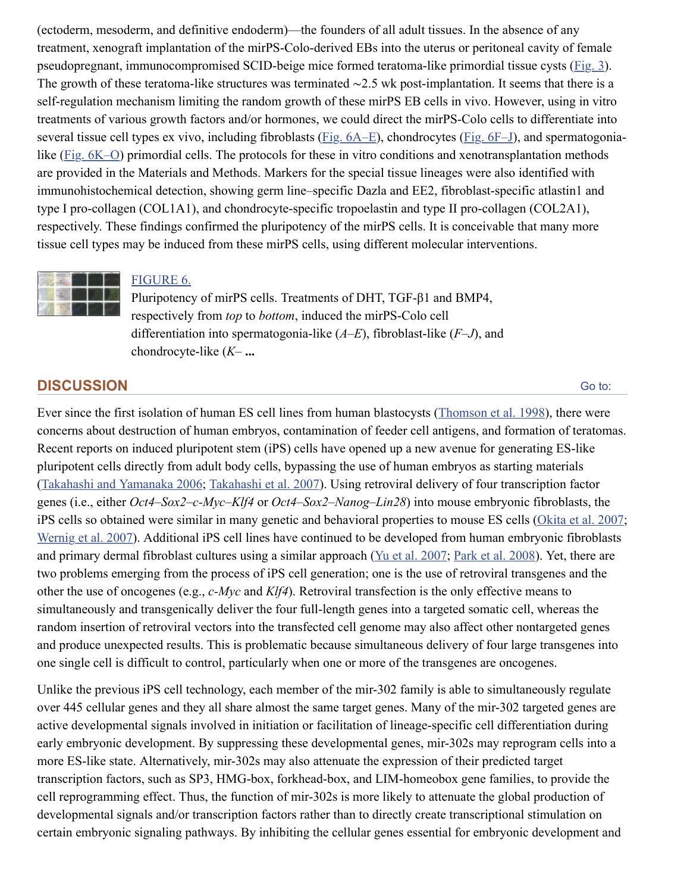(ectoderm, mesoderm, and definitive endoderm)—the founders of all adult tissues. In the absence of any treatment, xenograft implantation of the mirPS-Colo-derived EBs into the uterus or peritoneal cavity of female pseudopregnant, immunocompromised SCID-beige mice formed teratoma-like primordial tissue cysts (Fig. 3). The growth of these teratoma-like structures was terminated ∼2.5 wk post-implantation. It seems that there is a self-regulation mechanism limiting the random growth of these mirPS EB cells in vivo. However, using in vitro treatments of various growth factors and/or hormones, we could direct the mirPS-Colo cells to differentiate into several tissue cell types ex vivo, including fibroblasts (Fig. 6A–E), chondrocytes (Fig. 6F–J), and spermatogonia-like (Fig. 6K–O) primordial cells. The protocols for these in vitro conditions and xenotransplantation methods are provided in the Materials and Methods. Markers for the special tissue lineages were also identified with immunohistochemical detection, showing germ line–specific Dazla and EE2, fibroblast-specific atlastin1 and type I pro-collagen (COL1A1), and chondrocyte-specific tropoelastin and type II pro-collagen (COL2A1), respectively. These findings confirmed the pluripotency of the mirPS cells. It is conceivable that many more tissue cell types may be induced from these mirPS cells, using different molecular interventions.

FIGURE 6.

Pluripotency of mirPS cells. Treatments of DHT, TGF-β1 and BMP4, respectively from *top* to *bottom*, induced the mirPS-Colo cell differentiation into spermatogonia-like (*A*–*E*), fibroblast-like (*F*–*J*), and chondrocyte-like (*K*– **...**

## DISCUSSION

Ever since the first isolation of human ES cell lines from human blastocysts (Thomson et al. 1998), there were concerns about destruction of human embryos, contamination of feeder cell antigens, and formation of teratomas. Recent reports on induced pluripotent stem (iPS) cells have opened up a new avenue for generating ES-like pluripotent cells directly from adult body cells, bypassing the use of human embryos as starting materials (Takahashi and Yamanaka 2006; Takahashi et al. 2007). Using retroviral delivery of four transcription factor genes (i.e., either *Oct4*–*Sox2*–*c-Myc*–*Klf4* or *Oct4*–*Sox2*–*Nanog*–*Lin28*) into mouse embryonic fibroblasts, the iPS cells so obtained were similar in many genetic and behavioral properties to mouse ES cells (Okita et al. 2007; Wernig et al. 2007). Additional iPS cell lines have continued to be developed from human embryonic fibroblasts and primary dermal fibroblast cultures using a similar approach (Yu et al. 2007; Park et al. 2008). Yet, there are two problems emerging from the process of iPS cell generation; one is the use of retroviral transgenes and the other the use of oncogenes (e.g., *c-Myc* and *Klf4*). Retroviral transfection is the only effective means to simultaneously and transgenically deliver the four full-length genes into a targeted somatic cell, whereas the random insertion of retroviral vectors into the transfected cell genome may also affect other nontargeted genes and produce unexpected results. This is problematic because simultaneous delivery of four large transgenes into one single cell is difficult to control, particularly when one or more of the transgenes are oncogenes.

Unlike the previous iPS cell technology, each member of the mir-302 family is able to simultaneously regulate over 445 cellular genes and they all share almost the same target genes. Many of the mir-302 targeted genes are active developmental signals involved in initiation or facilitation of lineage-specific cell differentiation during early embryonic development. By suppressing these developmental genes, mir-302s may reprogram cells into a more ES-like state. Alternatively, mir-302s may also attenuate the expression of their predicted target transcription factors, such as SP3, HMG-box, forkhead-box, and LIM-homeobox gene families, to provide the cell reprogramming effect. Thus, the function of mir-302s is more likely to attenuate the global production of developmental signals and/or transcription factors rather than to directly create transcriptional stimulation on certain embryonic signaling pathways. By inhibiting the cellular genes essential for embryonic development and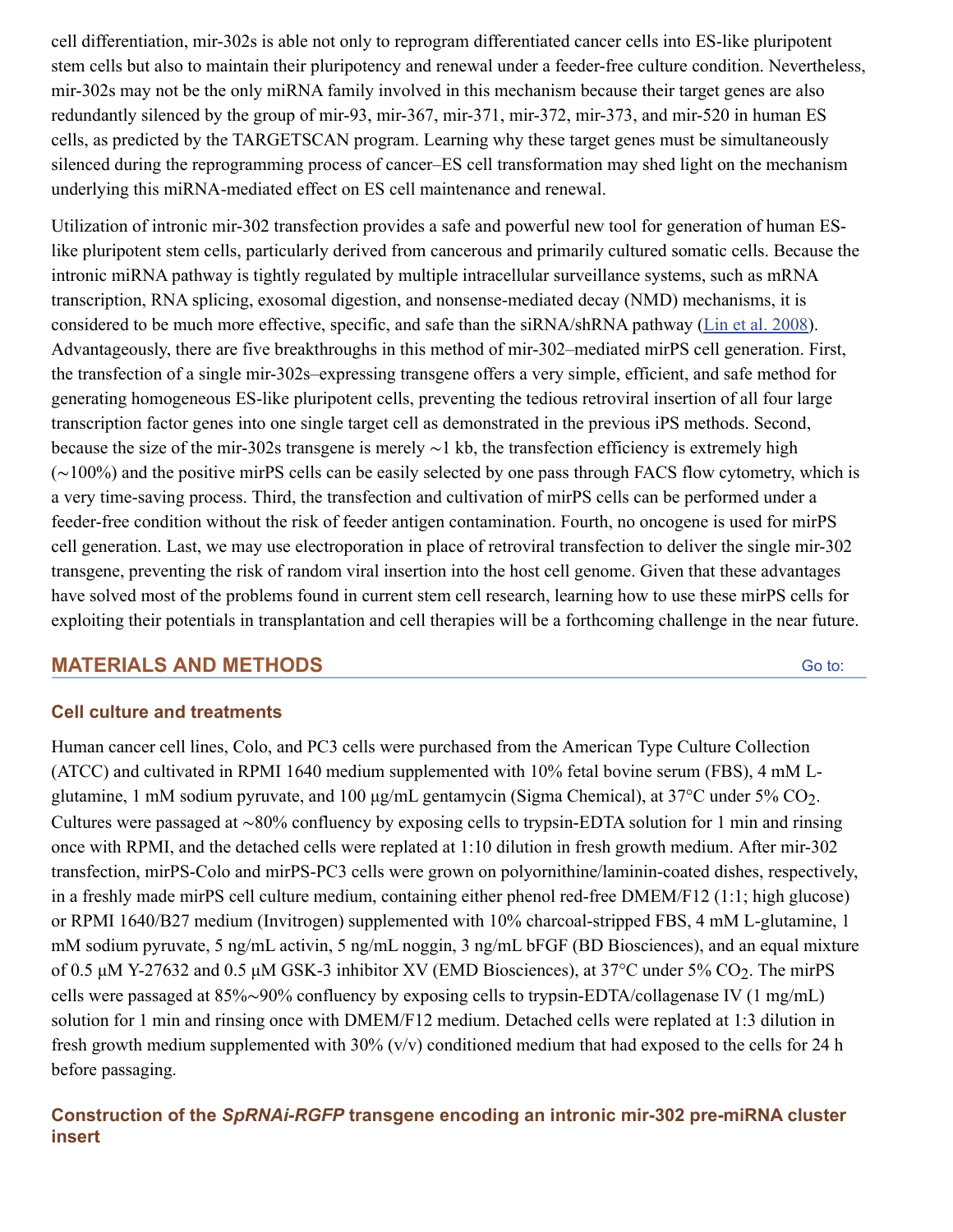cell differentiation, mir-302s is able not only to reprogram differentiated cancer cells into ES-like pluripotent stem cells but also to maintain their pluripotency and renewal under a feeder-free culture condition. Nevertheless, mir-302s may not be the only miRNA family involved in this mechanism because their target genes are also redundantly silenced by the group of mir-93, mir-367, mir-371, mir-372, mir-373, and mir-520 in human ES cells, as predicted by the TARGETSCAN program. Learning why these target genes must be simultaneously silenced during the reprogramming process of cancer–ES cell transformation may shed light on the mechanism underlying this miRNA-mediated effect on ES cell maintenance and renewal.

Utilization of intronic mir-302 transfection provides a safe and powerful new tool for generation of human ES-like pluripotent stem cells, particularly derived from cancerous and primarily cultured somatic cells. Because the intronic miRNA pathway is tightly regulated by multiple intracellular surveillance systems, such as mRNA transcription, RNA splicing, exosomal digestion, and nonsense-mediated decay (NMD) mechanisms, it is considered to be much more effective, specific, and safe than the siRNA/shRNA pathway (Lin et al. 2008). Advantageously, there are five breakthroughs in this method of mir-302–mediated mirPS cell generation. First, the transfection of a single mir-302s–expressing transgene offers a very simple, efficient, and safe method for generating homogeneous ES-like pluripotent cells, preventing the tedious retroviral insertion of all four large transcription factor genes into one single target cell as demonstrated in the previous iPS methods. Second, because the size of the mir-302s transgene is merely ∼1 kb, the transfection efficiency is extremely high (∼100%) and the positive mirPS cells can be easily selected by one pass through FACS flow cytometry, which is a very time-saving process. Third, the transfection and cultivation of mirPS cells can be performed under a feeder-free condition without the risk of feeder antigen contamination. Fourth, no oncogene is used for mirPS cell generation. Last, we may use electroporation in place of retroviral transfection to deliver the single mir-302 transgene, preventing the risk of random viral insertion into the host cell genome. Given that these advantages have solved most of the problems found in current stem cell research, learning how to use these mirPS cells for exploiting their potentials in transplantation and cell therapies will be a forthcoming challenge in the near future.

## MATERIALS AND METHODS

### Cell culture and treatments

Human cancer cell lines, Colo, and PC3 cells were purchased from the American Type Culture Collection (ATCC) and cultivated in RPMI 1640 medium supplemented with 10% fetal bovine serum (FBS), 4 mM L-glutamine, 1 mM sodium pyruvate, and 100 μg/mL gentamycin (Sigma Chemical), at 37°C under 5% $CO_2$. Cultures were passaged at ∼80% confluency by exposing cells to trypsin-EDTA solution for 1 min and rinsing once with RPMI, and the detached cells were replated at 1:10 dilution in fresh growth medium. After mir-302 transfection, mirPS-Colo and mirPS-PC3 cells were grown on polyornithine/laminin-coated dishes, respectively, in a freshly made mirPS cell culture medium, containing either phenol red-free DMEM/F12 (1:1; high glucose) or RPMI 1640/B27 medium (Invitrogen) supplemented with 10% charcoal-stripped FBS, 4 mM L-glutamine, 1 mM sodium pyruvate, 5 ng/mL activin, 5 ng/mL noggin, 3 ng/mL bFGF (BD Biosciences), and an equal mixture of 0.5 μM Y-27632 and 0.5 μM GSK-3 inhibitor XV (EMD Biosciences), at 37°C under 5% $CO_2$. The mirPS cells were passaged at 85%∼90% confluency by exposing cells to trypsin-EDTA/collagenase IV (1 mg/mL) solution for 1 min and rinsing once with DMEM/F12 medium. Detached cells were replated at 1:3 dilution in fresh growth medium supplemented with 30% (v/v) conditioned medium that had exposed to the cells for 24 h before passaging.

### Construction of the *SpRNAi-RGFP* transgene encoding an intronic mir-302 pre-miRNA cluster insert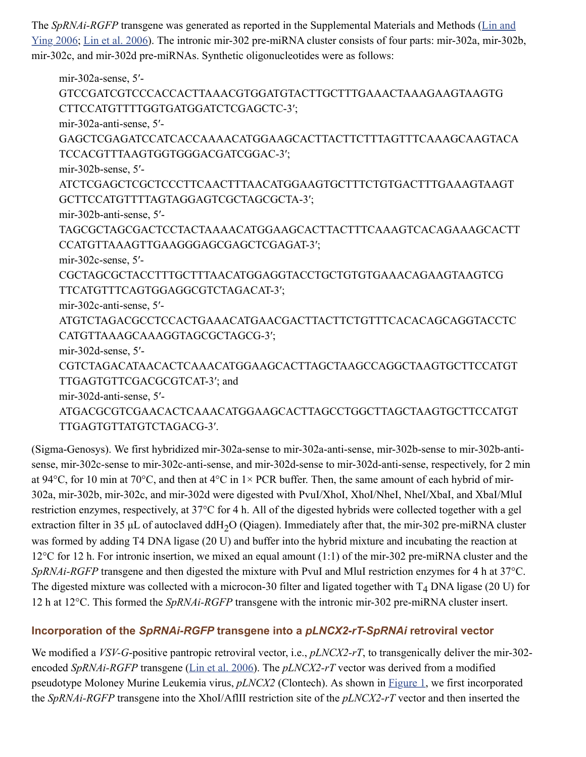The *SpRNAi-RGFP* transgene was generated as reported in the Supplemental Materials and Methods (Lin and Ying 2006; Lin et al. 2006). The intronic mir-302 pre-miRNA cluster consists of four parts: mir-302a, mir-302b, mir-302c, and mir-302d pre-miRNAs. Synthetic oligonucleotides were as follows:

> mir-302a-sense, 5′-GTCCGATCGTCCCACCACTTAAACGTGGATGTACTTGCTTTGAAACTAAAGAAGTAAGTGCTTCCATGTTTTGGTGATGGATCTCGAGCTC-3′;
> mir-302a-anti-sense, 5′-GAGCTCGAGATCCATCACCAAAACATGGAAGCACTTACTTCTTTAGTTTCAAAGCAAGTACATCCACGTTTAAGTGGTGGGACGATCGGAC-3′;
> mir-302b-sense, 5′-ATCTCGAGCTCGCTCCCTTCAACTTTAACATGGAAGTGCTTTCTGTGACTTTGAAAGTAAGTGCTTCCATGTTTTAGTAGGAGTCGCTAGCGCTA-3′;
> mir-302b-anti-sense, 5′-TAGCGCTAGCGACTCCTACTAAAACATGGAAGCACTTACTTTCAAAGTCACAGAAAGCACTTCCATGTTAAAGTTGAAGGGAGCGAGCTCGAGAT-3′;
> mir-302c-sense, 5′-CGCTAGCGCTACCTTTGCTTTAACATGGAGGTACCTGCTGTGTGAAACAGAAGTAAGTCGTTCATGTTTCAGTGGAGGCGTCTAGACAT-3′;
> mir-302c-anti-sense, 5′-ATGTCTAGACGCCTCCACTGAAACATGAACGACTTACTTCTGTTTCACACAGCAGGTACCTCCATGTTAAAGCAAAGGTAGCGCTAGCG-3′;
> mir-302d-sense, 5′-CGTCTAGACATAACACTCAAACATGGAAGCACTTAGCTAAGCCAGGCTAAGTGCTTCCATGTTTGAGTGTTCGACGCGTCAT-3′; and
> mir-302d-anti-sense, 5′-ATGACGCGTCGAACACTCAAACATGGAAGCACTTAGCCTGGCTTAGCTAAGTGCTTCCATGTTTGAGTGTTATGTCTAGACG-3′.

(Sigma-Genosys). We first hybridized mir-302a-sense to mir-302a-anti-sense, mir-302b-sense to mir-302b-anti-sense, mir-302c-sense to mir-302c-anti-sense, and mir-302d-sense to mir-302d-anti-sense, respectively, for 2 min at 94°C, for 10 min at 70°C, and then at 4°C in 1× PCR buffer. Then, the same amount of each hybrid of mir-302a, mir-302b, mir-302c, and mir-302d were digested with PvuI/XhoI, XhoI/NheI, NheI/XbaI, and XbaI/MluI restriction enzymes, respectively, at 37°C for 4 h. All of the digested hybrids were collected together with a gel extraction filter in 35 µL of autoclaved dd$H_2O$ (Qiagen). Immediately after that, the mir-302 pre-miRNA cluster was formed by adding T4 DNA ligase (20 U) and buffer into the hybrid mixture and incubating the reaction at 12°C for 12 h. For intronic insertion, we mixed an equal amount (1:1) of the mir-302 pre-miRNA cluster and the *SpRNAi-RGFP* transgene and then digested the mixture with PvuI and MluI restriction enzymes for 4 h at 37°C. The digested mixture was collected with a microcon-30 filter and ligated together with $T_4$ DNA ligase (20 U) for 12 h at 12°C. This formed the *SpRNAi-RGFP* transgene with the intronic mir-302 pre-miRNA cluster insert.

## Incorporation of the *SpRNAi-RGFP* transgene into a *pLNCX2-rT-SpRNAi* retroviral vector

We modified a *VSV-G*-positive pantropic retroviral vector, i.e., *pLNCX2-rT*, to transgenically deliver the mir-302-encoded *SpRNAi-RGFP* transgene (Lin et al. 2006). The *pLNCX2-rT* vector was derived from a modified pseudotype Moloney Murine Leukemia virus, *pLNCX2* (Clontech). As shown in Figure 1, we first incorporated the *SpRNAi-RGFP* transgene into the XhoI/AflII restriction site of the *pLNCX2-rT* vector and then inserted the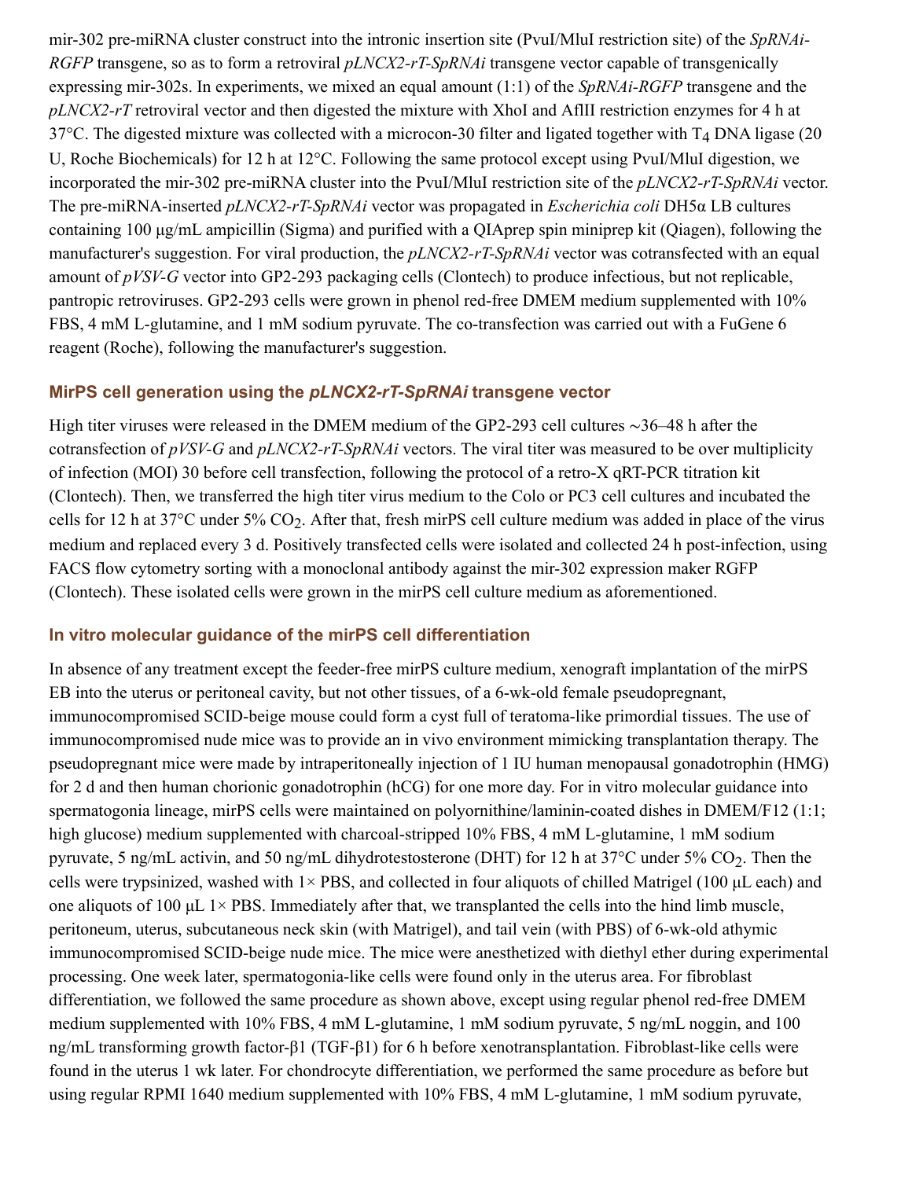mir-302 pre-miRNA cluster construct into the intronic insertion site (PvuI/MluI restriction site) of the *SpRNAi-RGFP* transgene, so as to form a retroviral *pLNCX2-rT-SpRNAi* transgene vector capable of transgenically expressing mir-302s. In experiments, we mixed an equal amount (1:1) of the *SpRNAi-RGFP* transgene and the *pLNCX2-rT* retroviral vector and then digested the mixture with XhoI and AflII restriction enzymes for 4 h at 37°C. The digested mixture was collected with a microcon-30 filter and ligated together with $T_4$ DNA ligase (20 U, Roche Biochemicals) for 12 h at 12°C. Following the same protocol except using PvuI/MluI digestion, we incorporated the mir-302 pre-miRNA cluster into the PvuI/MluI restriction site of the *pLNCX2-rT-SpRNAi* vector. The pre-miRNA-inserted *pLNCX2-rT-SpRNAi* vector was propagated in *Escherichia coli* DH5α LB cultures containing 100 µg/mL ampicillin (Sigma) and purified with a QIAprep spin miniprep kit (Qiagen), following the manufacturer's suggestion. For viral production, the *pLNCX2-rT-SpRNAi* vector was cotransfected with an equal amount of *pVSV-G* vector into GP2-293 packaging cells (Clontech) to produce infectious, but not replicable, pantropic retroviruses. GP2-293 cells were grown in phenol red-free DMEM medium supplemented with 10% FBS, 4 mM L-glutamine, and 1 mM sodium pyruvate. The co-transfection was carried out with a FuGene 6 reagent (Roche), following the manufacturer's suggestion.

### MirPS cell generation using the *pLNCX2-rT-SpRNAi* transgene vector

High titer viruses were released in the DMEM medium of the GP2-293 cell cultures ~36–48 h after the cotransfection of *pVSV-G* and *pLNCX2-rT-SpRNAi* vectors. The viral titer was measured to be over multiplicity of infection (MOI) 30 before cell transfection, following the protocol of a retro-X qRT-PCR titration kit (Clontech). Then, we transferred the high titer virus medium to the Colo or PC3 cell cultures and incubated the cells for 12 h at 37°C under 5% $CO_2$. After that, fresh mirPS cell culture medium was added in place of the virus medium and replaced every 3 d. Positively transfected cells were isolated and collected 24 h post-infection, using FACS flow cytometry sorting with a monoclonal antibody against the mir-302 expression maker RGFP (Clontech). These isolated cells were grown in the mirPS cell culture medium as aforementioned.

### In vitro molecular guidance of the mirPS cell differentiation

In absence of any treatment except the feeder-free mirPS culture medium, xenograft implantation of the mirPS EB into the uterus or peritoneal cavity, but not other tissues, of a 6-wk-old female pseudopregnant, immunocompromised SCID-beige mouse could form a cyst full of teratoma-like primordial tissues. The use of immunocompromised nude mice was to provide an in vivo environment mimicking transplantation therapy. The pseudopregnant mice were made by intraperitoneally injection of 1 IU human menopausal gonadotrophin (HMG) for 2 d and then human chorionic gonadotrophin (hCG) for one more day. For in vitro molecular guidance into spermatogonia lineage, mirPS cells were maintained on polyornithine/laminin-coated dishes in DMEM/F12 (1:1; high glucose) medium supplemented with charcoal-stripped 10% FBS, 4 mM L-glutamine, 1 mM sodium pyruvate, 5 ng/mL activin, and 50 ng/mL dihydrotestosterone (DHT) for 12 h at 37°C under 5% $CO_2$. Then the cells were trypsinized, washed with 1× PBS, and collected in four aliquots of chilled Matrigel (100 µL each) and one aliquots of 100 µL 1× PBS. Immediately after that, we transplanted the cells into the hind limb muscle, peritoneum, uterus, subcutaneous neck skin (with Matrigel), and tail vein (with PBS) of 6-wk-old athymic immunocompromised SCID-beige nude mice. The mice were anesthetized with diethyl ether during experimental processing. One week later, spermatogonia-like cells were found only in the uterus area. For fibroblast differentiation, we followed the same procedure as shown above, except using regular phenol red-free DMEM medium supplemented with 10% FBS, 4 mM L-glutamine, 1 mM sodium pyruvate, 5 ng/mL noggin, and 100 ng/mL transforming growth factor-β1 (TGF-β1) for 6 h before xenotransplantation. Fibroblast-like cells were found in the uterus 1 wk later. For chondrocyte differentiation, we performed the same procedure as before but using regular RPMI 1640 medium supplemented with 10% FBS, 4 mM L-glutamine, 1 mM sodium pyruvate,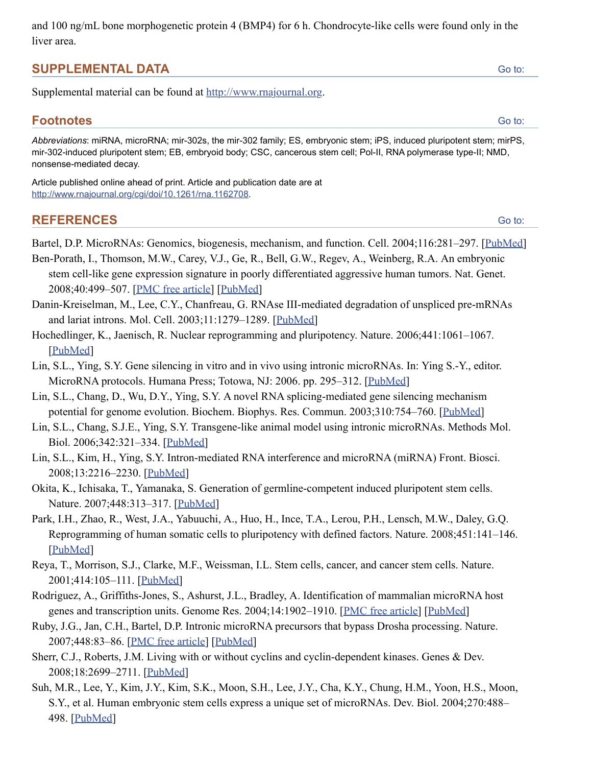and 100 ng/mL bone morphogenetic protein 4 (BMP4) for 6 h. Chondrocyte-like cells were found only in the liver area.

## SUPPLEMENTAL DATA

Supplemental material can be found at http://www.rnajournal.org.

## Footnotes

*Abbreviations*: miRNA, microRNA; mir-302s, the mir-302 family; ES, embryonic stem; iPS, induced pluripotent stem; mirPS, mir-302-induced pluripotent stem; EB, embryoid body; CSC, cancerous stem cell; Pol-II, RNA polymerase type-II; NMD, nonsense-mediated decay.

Article published online ahead of print. Article and publication date are at http://www.rnajournal.org/cgi/doi/10.1261/rna.1162708.

## REFERENCES

Bartel, D.P. MicroRNAs: Genomics, biogenesis, mechanism, and function. Cell. 2004;116:281–297. [PubMed]

Ben-Porath, I., Thomson, M.W., Carey, V.J., Ge, R., Bell, G.W., Regev, A., Weinberg, R.A. An embryonic stem cell-like gene expression signature in poorly differentiated aggressive human tumors. Nat. Genet. 2008;40:499–507. [PMC free article] [PubMed]

Danin-Kreiselman, M., Lee, C.Y., Chanfreau, G. RNAse III-mediated degradation of unspliced pre-mRNAs and lariat introns. Mol. Cell. 2003;11:1279–1289. [PubMed]

Hochedlinger, K., Jaenisch, R. Nuclear reprogramming and pluripotency. Nature. 2006;441:1061–1067. [PubMed]

Lin, S.L., Ying, S.Y. Gene silencing in vitro and in vivo using intronic microRNAs. In: Ying S.-Y., editor. MicroRNA protocols. Humana Press; Totowa, NJ: 2006. pp. 295–312. [PubMed]

Lin, S.L., Chang, D., Wu, D.Y., Ying, S.Y. A novel RNA splicing-mediated gene silencing mechanism potential for genome evolution. Biochem. Biophys. Res. Commun. 2003;310:754–760. [PubMed]

Lin, S.L., Chang, S.J.E., Ying, S.Y. Transgene-like animal model using intronic microRNAs. Methods Mol. Biol. 2006;342:321–334. [PubMed]

Lin, S.L., Kim, H., Ying, S.Y. Intron-mediated RNA interference and microRNA (miRNA) Front. Biosci. 2008;13:2216–2230. [PubMed]

Okita, K., Ichisaka, T., Yamanaka, S. Generation of germline-competent induced pluripotent stem cells. Nature. 2007;448:313–317. [PubMed]

Park, I.H., Zhao, R., West, J.A., Yabuuchi, A., Huo, H., Ince, T.A., Lerou, P.H., Lensch, M.W., Daley, G.Q. Reprogramming of human somatic cells to pluripotency with defined factors. Nature. 2008;451:141–146. [PubMed]

Reya, T., Morrison, S.J., Clarke, M.F., Weissman, I.L. Stem cells, cancer, and cancer stem cells. Nature. 2001;414:105–111. [PubMed]

Rodriguez, A., Griffiths-Jones, S., Ashurst, J.L., Bradley, A. Identification of mammalian microRNA host genes and transcription units. Genome Res. 2004;14:1902–1910. [PMC free article] [PubMed]

Ruby, J.G., Jan, C.H., Bartel, D.P. Intronic microRNA precursors that bypass Drosha processing. Nature. 2007;448:83–86. [PMC free article] [PubMed]

Sherr, C.J., Roberts, J.M. Living with or without cyclins and cyclin-dependent kinases. Genes & Dev. 2008;18:2699–2711. [PubMed]

Suh, M.R., Lee, Y., Kim, J.Y., Kim, S.K., Moon, S.H., Lee, J.Y., Cha, K.Y., Chung, H.M., Yoon, H.S., Moon, S.Y., et al. Human embryonic stem cells express a unique set of microRNAs. Dev. Biol. 2004;270:488–498. [PubMed]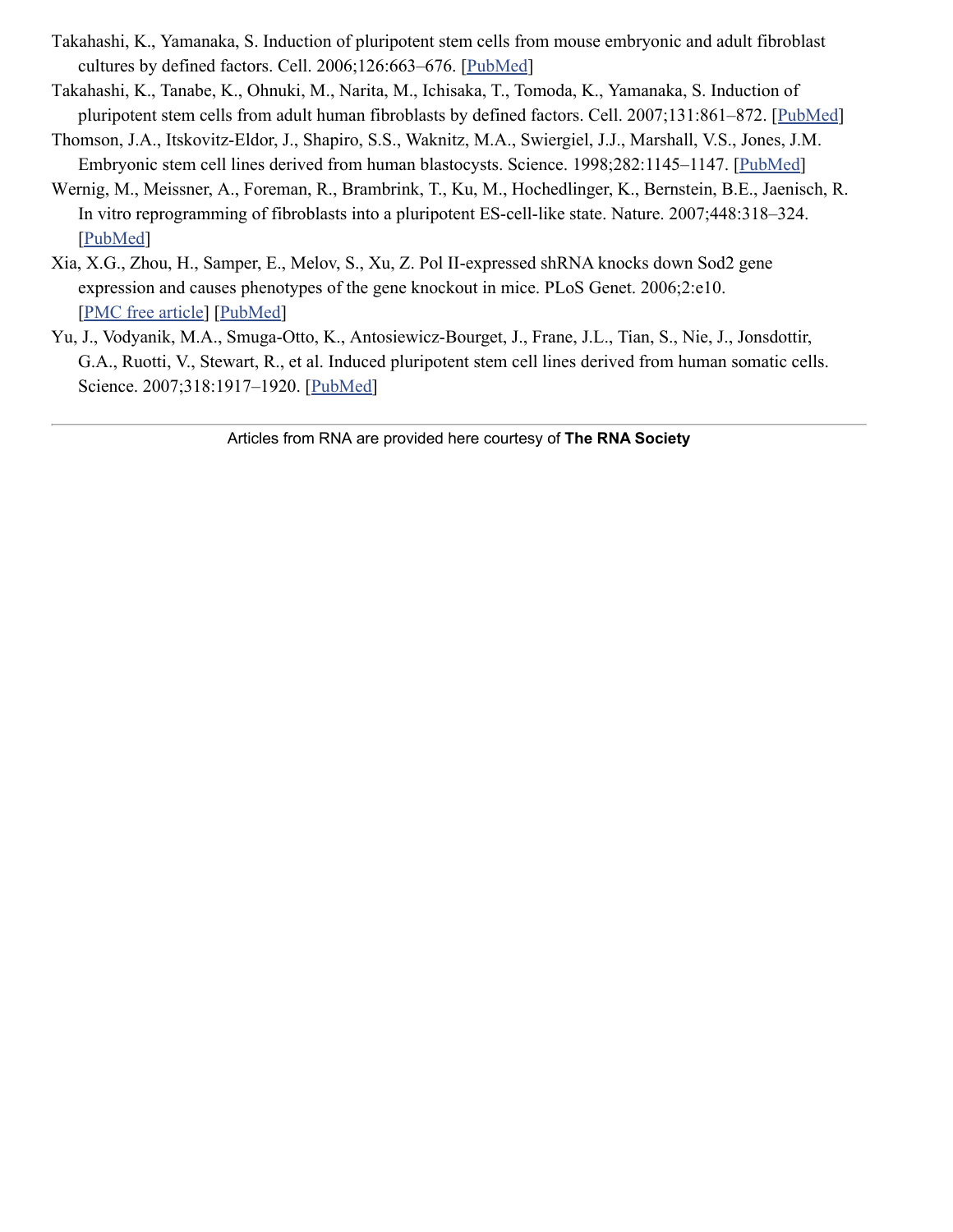Takahashi, K., Yamanaka, S. Induction of pluripotent stem cells from mouse embryonic and adult fibroblast cultures by defined factors. Cell. 2006;126:663–676. [PubMed]

Takahashi, K., Tanabe, K., Ohnuki, M., Narita, M., Ichisaka, T., Tomoda, K., Yamanaka, S. Induction of pluripotent stem cells from adult human fibroblasts by defined factors. Cell. 2007;131:861–872. [PubMed]

Thomson, J.A., Itskovitz-Eldor, J., Shapiro, S.S., Waknitz, M.A., Swiergiel, J.J., Marshall, V.S., Jones, J.M. Embryonic stem cell lines derived from human blastocysts. Science. 1998;282:1145–1147. [PubMed]

Wernig, M., Meissner, A., Foreman, R., Brambrink, T., Ku, M., Hochedlinger, K., Bernstein, B.E., Jaenisch, R. In vitro reprogramming of fibroblasts into a pluripotent ES-cell-like state. Nature. 2007;448:318–324. [PubMed]

Xia, X.G., Zhou, H., Samper, E., Melov, S., Xu, Z. Pol II-expressed shRNA knocks down Sod2 gene expression and causes phenotypes of the gene knockout in mice. PLoS Genet. 2006;2:e10. [PMC free article] [PubMed]

Yu, J., Vodyanik, M.A., Smuga-Otto, K., Antosiewicz-Bourget, J., Frane, J.L., Tian, S., Nie, J., Jonsdottir, G.A., Ruotti, V., Stewart, R., et al. Induced pluripotent stem cell lines derived from human somatic cells. Science. 2007;318:1917–1920. [PubMed]

---

Articles from RNA are provided here courtesy of **The RNA Society**